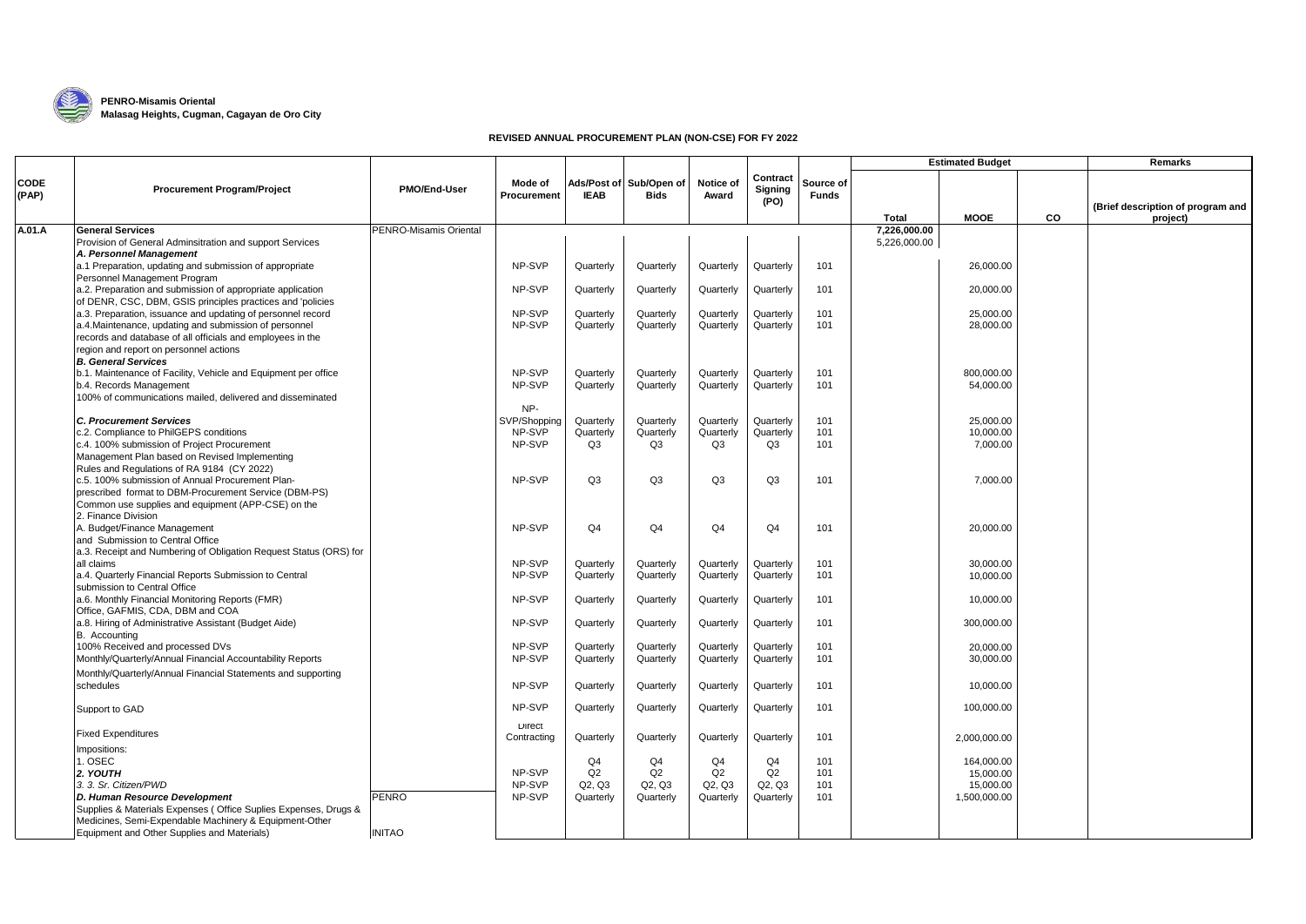**PENRO-Misamis Oriental**
**Malasag Heights, Cugman, Cagayan de Oro City**

## REVISED ANNUAL PROCUREMENT PLAN (NON-CSE) FOR FY 2022

| CODE (PAP) | Procurement Program/Project | PMO/End-User | Mode of Procurement | Ads/Post of IEAB | Sub/Open of Bids | Notice of Award | Contract Signing (PO) | Source of Funds | Estimated Budget | | | Remarks |
|---|---|---|---|---|---|---|---|---|---|---|---|---|
| | | | | | | | | | Total | MOOE | CO | (Brief description of program and project) |
| A.01.A | **General Services** | PENRO-Misamis Oriental | | | | | | | 7,226,000.00 | | | |
| | Provision of General Adminsitration and support Services | | | | | | | | 5,226,000.00 | | | |
| | ***A. Personnel Management*** | | | | | | | | | | | |
| | a.1 Preparation, updating and submission of appropriate Personnel Management Program | | NP-SVP | Quarterly | Quarterly | Quarterly | Quarterly | 101 | | 26,000.00 | | |
| | a.2. Preparation and submission of appropriate application of DENR, CSC, DBM, GSIS principles practices and 'policies | | NP-SVP | Quarterly | Quarterly | Quarterly | Quarterly | 101 | | 20,000.00 | | |
| | a.3. Preparation, issuance and updating of personnel record | | NP-SVP | Quarterly | Quarterly | Quarterly | Quarterly | 101 | | 25,000.00 | | |
| | a.4.Maintenance, updating and submission of personnel records and database of all officials and employees in the region and report on personnel actions | | NP-SVP | Quarterly | Quarterly | Quarterly | Quarterly | 101 | | 28,000.00 | | |
| | ***B. General Services*** | | | | | | | | | | | |
| | b.1. Maintenance of Facility, Vehicle and Equipment per office | | NP-SVP | Quarterly | Quarterly | Quarterly | Quarterly | 101 | | 800,000.00 | | |
| | b.4. Records Management 100% of communications mailed, delivered and disseminated | | NP-SVP | Quarterly | Quarterly | Quarterly | Quarterly | 101 | | 54,000.00 | | |
| | ***C. Procurement Services*** | | NP-SVP/Shopping | Quarterly | Quarterly | Quarterly | Quarterly | 101 | | 25,000.00 | | |
| | c.2. Compliance to PhilGEPS conditions | | NP-SVP | Quarterly | Quarterly | Quarterly | Quarterly | 101 | | 10,000.00 | | |
| | c.4. 100% submission of Project Procurement Management Plan based on Revised Implementing Rules and Regulations of RA 9184 (CY 2022) | | NP-SVP | Q3 | Q3 | Q3 | Q3 | 101 | | 7,000.00 | | |
| | c.5. 100% submission of Annual Procurement Plan-prescribed format to DBM-Procurement Service (DBM-PS) Common use supplies and equipment (APP-CSE) on the | | NP-SVP | Q3 | Q3 | Q3 | Q3 | 101 | | 7,000.00 | | |
| | 2. Finance Division | | | | | | | | | | | |
| | A. Budget/Finance Management and Submission to Central Office | | NP-SVP | Q4 | Q4 | Q4 | Q4 | 101 | | 20,000.00 | | |
| | a.3. Receipt and Numbering of Obligation Request Status (ORS) for all claims | | NP-SVP | Quarterly | Quarterly | Quarterly | Quarterly | 101 | | 30,000.00 | | |
| | a.4. Quarterly Financial Reports Submission to Central submission to Central Office | | NP-SVP | Quarterly | Quarterly | Quarterly | Quarterly | 101 | | 10,000.00 | | |
| | a.6. Monthly Financial Monitoring Reports (FMR) Office, GAFMIS, CDA, DBM and COA | | NP-SVP | Quarterly | Quarterly | Quarterly | Quarterly | 101 | | 10,000.00 | | |
| | a.8. Hiring of Administrative Assistant (Budget Aide) | | NP-SVP | Quarterly | Quarterly | Quarterly | Quarterly | 101 | | 300,000.00 | | |
| | B. Accounting | | | | | | | | | | | |
| | 100% Received and processed DVs | | NP-SVP | Quarterly | Quarterly | Quarterly | Quarterly | 101 | | 20,000.00 | | |
| | Monthly/Quarterly/Annual Financial Accountability Reports | | NP-SVP | Quarterly | Quarterly | Quarterly | Quarterly | 101 | | 30,000.00 | | |
| | Monthly/Quarterly/Annual Financial Statements and supporting schedules | | NP-SVP | Quarterly | Quarterly | Quarterly | Quarterly | 101 | | 10,000.00 | | |
| | Support to GAD | | NP-SVP | Quarterly | Quarterly | Quarterly | Quarterly | 101 | | 100,000.00 | | |
| | Fixed Expenditures | | Direct Contracting | Quarterly | Quarterly | Quarterly | Quarterly | 101 | | 2,000,000.00 | | |
| | Impositions: | | | | | | | | | | | |
| | 1. OSEC | | | Q4 | Q4 | Q4 | Q4 | 101 | | 164,000.00 | | |
| | ***2. YOUTH*** | | NP-SVP | Q2 | Q2 | Q2 | Q2 | 101 | | 15,000.00 | | |
| | *3. 3. Sr. Citizen/PWD* | | NP-SVP | Q2, Q3 | Q2, Q3 | Q2, Q3 | Q2, Q3 | 101 | | 15,000.00 | | |
| | ***D. Human Resource Development*** Supplies & Materials Expenses ( Office Suplies Expenses, Drugs & Medicines, Semi-Expendable Machinery & Equipment-Other Equipment and Other Supplies and Materials) | PENRO INITAO | NP-SVP | Quarterly | Quarterly | Quarterly | Quarterly | 101 | | 1,500,000.00 | | |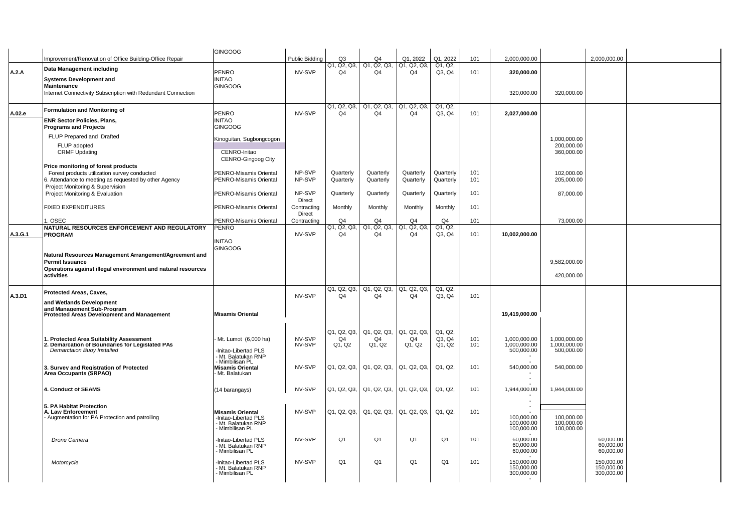| | | | | | | | | | | | | |
|---|---|---|---|---|---|---|---|---|---|---|---|---|
| | Improvement/Renovation of Office Building-Office Repair | GINGOOG | Public Bidding | Q3 | Q4 | Q1, 2022 | Q1, 2022 | 101 | 2,000,000.00 | | 2,000,000.00 | |
| A.2.A | **Data Management including** **Systems Development and Maintenance** | PENRO INITAO GINGOOG | NV-SVP | Q1, Q2, Q3, Q4 | Q1, Q2, Q3, Q4 | Q1, Q2, Q3, Q4 | Q1, Q2, Q3, Q4 | 101 | **320,000.00** | | | |
| | Internet Connectivity Subscription with Redundant Connection | | | | | | | | 320,000.00 | 320,000.00 | | |
| A.02.e | **Formulation and Monitoring of** **ENR Sector Policies, Plans, Programs and Projects** | PENRO INITAO GINGOOG | NV-SVP | Q1, Q2, Q3, Q4 | Q1, Q2, Q3, Q4 | Q1, Q2, Q3, Q4 | Q1, Q2, Q3, Q4 | 101 | **2,027,000.00** | | | |
| | FLUP Prepared and Drafted | Kinoguitan, Sugbongcogon | | | | | | | | 1,000,000.00 | | |
| | FLUP adopted | | | | | | | | | 200,000.00 | | |
| | CRMF Updating | CENRO-Initao CENRO-Gingoog City | | | | | | | | 360,000.00 | | |
| | **Price monitoring of forest products** | | | | | | | | | | | |
| | Forest products utilization survey conducted | PENRO-Misamis Oriental | NP-SVP | Quarterly | Quarterly | Quarterly | Quarterly | 101 | | 102,000.00 | | |
| | 6. Attendance to meeting as requested by other Agency | PENRO-Misamis Oriental | NP-SVP | Quarterly | Quarterly | Quarterly | Quarterly | 101 | | 205,000.00 | | |
| | Project Monitoring & Supervision | | | | | | | | | | | |
| | Project Monitoring & Evaluation | PENRO-Misamis Oriental | NP-SVP | Quarterly | Quarterly | Quarterly | Quarterly | 101 | | 87,000.00 | | |
| | FIXED EXPENDITURES | PENRO-Misamis Oriental | Direct Contracting | Monthly | Monthly | Monthly | Monthly | 101 | | | | |
| | 1. OSEC | PENRO-Misamis Oriental | Direct Contracting | Q4 | Q4 | Q4 | Q4 | 101 | | 73,000.00 | | |
| A.3.G.1 | **NATURAL RESOURCES ENFORCEMENT AND REGULATORY PROGRAM** | PENRO INITAO GINGOOG | NV-SVP | Q1, Q2, Q3, Q4 | Q1, Q2, Q3, Q4 | Q1, Q2, Q3, Q4 | Q1, Q2, Q3, Q4 | 101 | **10,002,000.00** | | | |
| | **Natural Resources Management Arrangement/Agreement and Permit Issuance** | | | | | | | | | 9,582,000.00 | | |
| | **Operations against illegal environment and natural resources activities** | | | | | | | | | 420,000.00 | | |
| A.3.D1 | **Protected Areas, Caves,** **and Wetlands Development and Management Sub-Program** | | NV-SVP | Q1, Q2, Q3, Q4 | Q1, Q2, Q3, Q4 | Q1, Q2, Q3, Q4 | Q1, Q2, Q3, Q4 | 101 | | | | |
| | **Protected Areas Development and Management** | **Misamis Oriental** | | | | | | | **19,419,000.00** | | | |
| | **1. Protected Area Suitability Assessment** | - Mt. Lumot (6,000 ha) | NV-SVP | Q1, Q2, Q3, Q4 | Q1, Q2, Q3, Q4 | Q1, Q2, Q3, Q4 | Q1, Q2, Q3, Q4 | 101 | 1,000,000.00 | 1,000,000.00 | | |
| | **2. Demarcation of Boundaries for Legislated PAs** | | NV-SVP | Q1, Q2 | Q1, Q2 | Q1, Q2 | Q1, Q2 | 101 | 1,000,000.00 | 1,000,000.00 | | |
| | *Demarcation Buoy Installed* | -Initao-Libertad PLS - Mt. Balatukan RNP - Mimbilisan PL | | | | | | | 500,000.00 - - | 500,000.00 | | |
| | **3. Survey and Registration of Protected Area Occupants (SRPAO)** | **Misamis Oriental** - Mt. Balatukan | NV-SVP | Q1, Q2, Q3, | Q1, Q2, Q3, | Q1, Q2, Q3, | Q1, Q2, | 101 | 540,000.00 - - - | 540,000.00 | | |
| | **4. Conduct of SEAMS** | (14 barangays) | NV-SVP | Q1, Q2, Q3, | Q1, Q2, Q3, | Q1, Q2, Q3, | Q1, Q2, | 101 | 1,944,000.00 - - | 1,944,000.00 | | |
| | **5. PA Habitat Protection** **A. Law Enforcement** - Augmentation for PA Protection and patrolling | **Misamis Oriental** -Initao-Libertad PLS - Mt. Balatukan RNP - Mimbilisan PL | NV-SVP | Q1, Q2, Q3, | Q1, Q2, Q3, | Q1, Q2, Q3, | Q1, Q2, | 101 | - 100,000.00 100,000.00 100,000.00 - | 100,000.00 100,000.00 100,000.00 | | |
| | *Drone Camera* | -Initao-Libertad PLS - Mt. Balatukan RNP - Mimbilisan PL | NV-SVP | Q1 | Q1 | Q1 | Q1 | 101 | 60,000.00 60,000.00 60,000.00 - | | 60,000.00 60,000.00 60,000.00 | |
| | *Motorcycle* | -Initao-Libertad PLS - Mt. Balatukan RNP - Mimbilisan PL | NV-SVP | Q1 | Q1 | Q1 | Q1 | 101 | 150,000.00 150,000.00 300,000.00 - | | 150,000.00 150,000.00 300,000.00 | |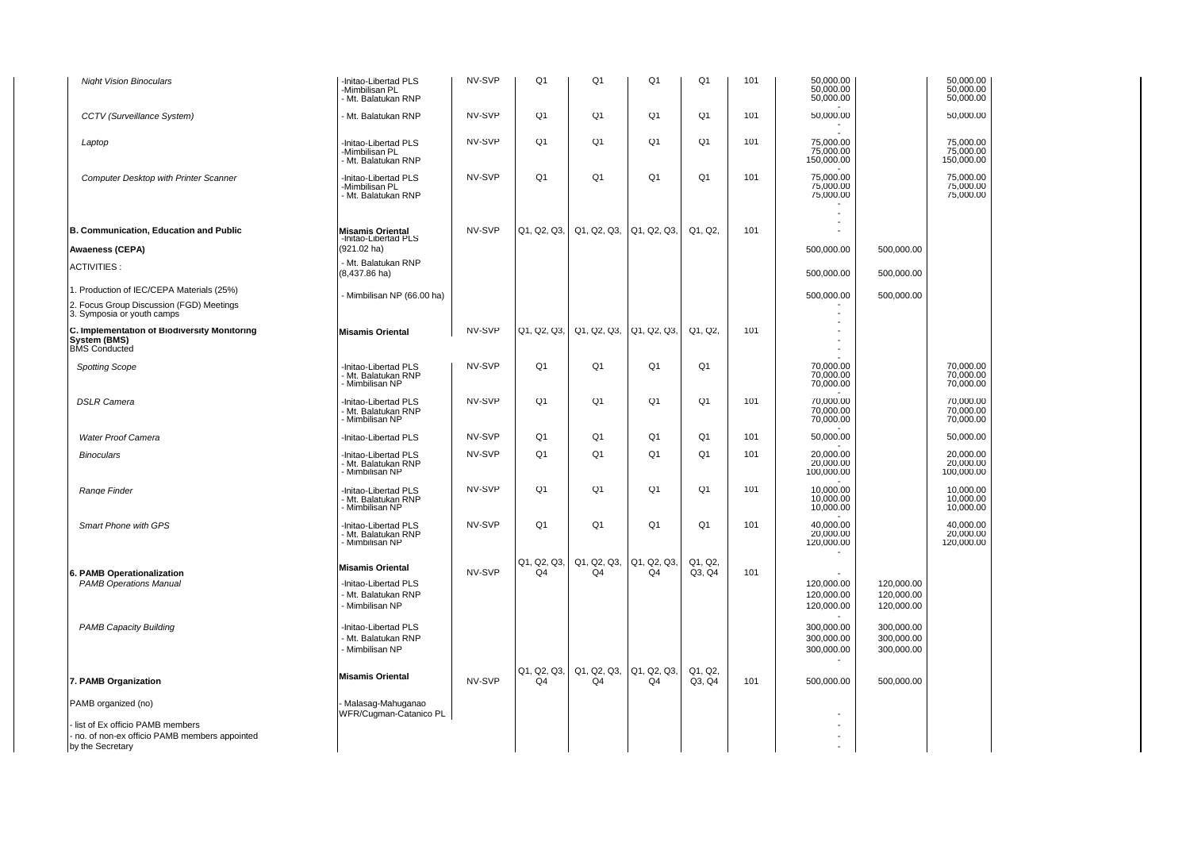| | | | | | | | | | | |
|---|---|---|---|---|---|---|---|---|---|---|
| *Night Vision Binoculars* | -Initao-Libertad PLS<br>-Mimbilisan PL<br>- Mt. Balatukan RNP | NV-SVP | Q1 | Q1 | Q1 | Q1 | 101 | 50,000.00<br>50,000.00<br>50,000.00<br>- | | 50,000.00<br>50,000.00<br>50,000.00 |
| *CCTV (Surveillance System)* | - Mt. Balatukan RNP | NV-SVP | Q1 | Q1 | Q1 | Q1 | 101 | 50,000.00<br>-<br>- | | 50,000.00 |
| *Laptop* | -Initao-Libertad PLS<br>-Mimbilisan PL<br>- Mt. Balatukan RNP | NV-SVP | Q1 | Q1 | Q1 | Q1 | 101 | 75,000.00<br>75,000.00<br>150,000.00<br>- | | 75,000.00<br>75,000.00<br>150,000.00 |
| *Computer Desktop with Printer Scanner* | -Initao-Libertad PLS<br>-Mimbilisan PL<br>- Mt. Balatukan RNP | NV-SVP | Q1 | Q1 | Q1 | Q1 | 101 | 75,000.00<br>75,000.00<br>75,000.00<br>-<br>-<br>- | | 75,000.00<br>75,000.00<br>75,000.00 |
| **B. Communication, Education and Public** | **Misamis Oriental**<br>-Initao-Libertad PLS | NV-SVP | Q1, Q2, Q3, | Q1, Q2, Q3, | Q1, Q2, Q3, | Q1, Q2, | 101 | - | | |
| **Awaeness (CEPA)** | (921.02 ha) | | | | | | | 500,000.00 | 500,000.00 | |
| ACTIVITIES : | - Mt. Balatukan RNP<br>(8,437.86 ha) | | | | | | | 500,000.00 | 500,000.00 | |
| 1. Production of IEC/CEPA Materials (25%)<br>2. Focus Group Discussion (FGD) Meetings<br>3. Symposia or youth camps | - Mimbilisan NP (66.00 ha) | | | | | | | 500,000.00<br>-<br>- | 500,000.00 | |
| **C. Implementation of Biodiversity Monitoring System (BMS)**<br>BMS Conducted | **Misamis Oriental** | NV-SVP | Q1, Q2, Q3, | Q1, Q2, Q3, | Q1, Q2, Q3, | Q1, Q2, | 101 | -<br>-<br>-<br>-<br>- | | |
| *Spotting Scope* | -Initao-Libertad PLS<br>- Mt. Balatukan RNP<br>- Mimbilisan NP | NV-SVP | Q1 | Q1 | Q1 | Q1 | | 70,000.00<br>70,000.00<br>70,000.00<br>- | | 70,000.00<br>70,000.00<br>70,000.00 |
| *DSLR Camera* | -Initao-Libertad PLS<br>- Mt. Balatukan RNP<br>- Mimbilisan NP | NV-SVP | Q1 | Q1 | Q1 | Q1 | 101 | 70,000.00<br>70,000.00<br>70,000.00<br>- | | 70,000.00<br>70,000.00<br>70,000.00 |
| *Water Proof Camera* | -Initao-Libertad PLS | NV-SVP | Q1 | Q1 | Q1 | Q1 | 101 | 50,000.00<br>- | | 50,000.00 |
| *Binoculars* | -Initao-Libertad PLS<br>- Mt. Balatukan RNP<br>- Mimbilisan NP | NV-SVP | Q1 | Q1 | Q1 | Q1 | 101 | 20,000.00<br>20,000.00<br>100,000.00<br>- | | 20,000.00<br>20,000.00<br>100,000.00 |
| *Range Finder* | -Initao-Libertad PLS<br>- Mt. Balatukan RNP<br>- Mimbilisan NP | NV-SVP | Q1 | Q1 | Q1 | Q1 | 101 | 10,000.00<br>10,000.00<br>10,000.00<br>- | | 10,000.00<br>10,000.00<br>10,000.00 |
| *Smart Phone with GPS* | -Initao-Libertad PLS<br>- Mt. Balatukan RNP<br>- Mimbilisan NP | NV-SVP | Q1 | Q1 | Q1 | Q1 | 101 | 40,000.00<br>20,000.00<br>120,000.00<br>- | | 40,000.00<br>20,000.00<br>120,000.00 |
| **6. PAMB Operationalization** | **Misamis Oriental** | NV-SVP | Q1, Q2, Q3, Q4 | Q1, Q2, Q3, Q4 | Q1, Q2, Q3, Q4 | Q1, Q2, Q3, Q4 | 101 | - | | |
| *PAMB Operations Manual* | -Initao-Libertad PLS<br>- Mt. Balatukan RNP<br>- Mimbilisan NP | | | | | | | 120,000.00<br>120,000.00<br>120,000.00<br>- | 120,000.00<br>120,000.00<br>120,000.00 | |
| *PAMB Capacity Building* | -Initao-Libertad PLS<br>- Mt. Balatukan RNP<br>- Mimbilisan NP | | | | | | | 300,000.00<br>300,000.00<br>300,000.00<br>- | 300,000.00<br>300,000.00<br>300,000.00 | |
| **7. PAMB Organization** | **Misamis Oriental** | NV-SVP | Q1, Q2, Q3, Q4 | Q1, Q2, Q3, Q4 | Q1, Q2, Q3, Q4 | Q1, Q2, Q3, Q4 | 101 | 500,000.00 | 500,000.00 | |
| PAMB organized (no) | - Malasag-Mahuganao WFR/Cugman-Catanico PL | | | | | | | - | | |
| - list of Ex officio PAMB members<br>- no. of non-ex officio PAMB members appointed by the Secretary | | | | | | | | -<br>-<br>- | | |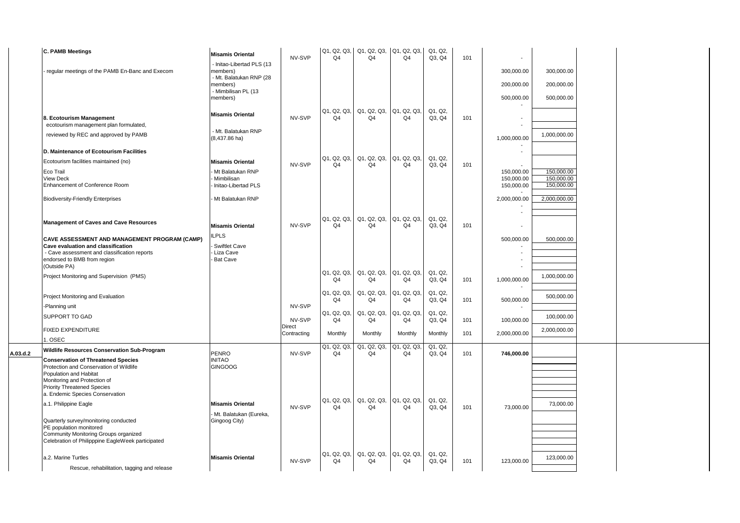| | | | | | | | | | | | | |
|---|---|---|---|---|---|---|---|---|---|---|---|---|
| | **C. PAMB Meetings** | **Misamis Oriental** | NV-SVP | Q1, Q2, Q3, Q4 | Q1, Q2, Q3, Q4 | Q1, Q2, Q3, Q4 | Q1, Q2, Q3, Q4 | 101 | - | | | |
| | - regular meetings of the PAMB En-Banc and Execom | - Initao-Libertad PLS (13 members) | | | | | | | 300,000.00 | 300,000.00 | | |
| | | - Mt. Balatukan RNP (28 members) | | | | | | | 200,000.00 | 200,000.00 | | |
| | | - Mimbilisan PL (13 members) | | | | | | | 500,000.00 | 500,000.00 | | |
| | | | | | | | | | - | | | |
| | **8. Ecotourism Management** | **Misamis Oriental** | NV-SVP | Q1, Q2, Q3, Q4 | Q1, Q2, Q3, Q4 | Q1, Q2, Q3, Q4 | Q1, Q2, Q3, Q4 | 101 | - | | | |
| | ecotourism management plan formulated, | | | | | | | | - | | | |
| | reviewed by REC and approved by PAMB | - Mt. Balatukan RNP (8,437.86 ha) | | | | | | | 1,000,000.00 | 1,000,000.00 | | |
| | | | | | | | | | - | | | |
| | **D. Maintenance of Ecotourism Facilities** | | | | | | | | - | | | |
| | Ecotourism facilities maintained (no) | **Misamis Oriental** | NV-SVP | Q1, Q2, Q3, Q4 | Q1, Q2, Q3, Q4 | Q1, Q2, Q3, Q4 | Q1, Q2, Q3, Q4 | 101 | - | | | |
| | Eco Trail | - Mt Balatukan RNP | | | | | | | 150,000.00 | 150,000.00 | | |
| | View Deck | - Mimbilisan | | | | | | | 150,000.00 | 150,000.00 | | |
| | Enhancement of Conference Room | - Initao-Libertad PLS | | | | | | | 150,000.00 | 150,000.00 | | |
| | | | | | | | | | - | | | |
| | Biodiversity-Friendly Enterprises | - Mt Balatukan RNP | | | | | | | 2,000,000.00 | 2,000,000.00 | | |
| | | | | | | | | | - | | | |
| | | | | | | | | | - | | | |
| | **Management of Caves and Cave Resources** | **Misamis Oriental** | NV-SVP | Q1, Q2, Q3, Q4 | Q1, Q2, Q3, Q4 | Q1, Q2, Q3, Q4 | Q1, Q2, Q3, Q4 | 101 | - | | | |
| | **CAVE ASSESSMENT AND MANAGEMENT PROGRAM (CAMP)** | ILPLS | | | | | | | 500,000.00 | 500,000.00 | | |
| | **Cave evaluation and classification** | - Swiftlet Cave | | | | | | | - | | | |
| | - Cave assessment and classification reports | - Liza Cave | | | | | | | - | | | |
| | endorsed to BMB from region | - Bat Cave | | | | | | | - | | | |
| | (Outside PA) | | | | | | | | - | | | |
| | Project Monitoring and Supervision (PMS) | | | Q1, Q2, Q3, Q4 | Q1, Q2, Q3, Q4 | Q1, Q2, Q3, Q4 | Q1, Q2, Q3, Q4 | 101 | 1,000,000.00 | 1,000,000.00 | | |
| | | | | | | | | | - | | | |
| | Project Monitoring and Evaluation | | | Q1, Q2, Q3, Q4 | Q1, Q2, Q3, Q4 | Q1, Q2, Q3, Q4 | Q1, Q2, Q3, Q4 | 101 | 500,000.00 | 500,000.00 | | |
| | -Planning unit | | NV-SVP | | | | | | - | | | |
| | SUPPORT TO GAD | | NV-SVP | Q1, Q2, Q3, Q4 | Q1, Q2, Q3, Q4 | Q1, Q2, Q3, Q4 | Q1, Q2, Q3, Q4 | 101 | 100,000.00 | 100,000.00 | | |
| | FIXED EXPENDITURE | | Direct Contracting | Monthly | Monthly | Monthly | Monthly | 101 | 2,000,000.00 | 2,000,000.00 | | |
| | 1. OSEC | | | | | | | | | | | |
| A.03.d.2 | **Wildlife Resources Conservation Sub-Program** | PENRO | NV-SVP | Q1, Q2, Q3, Q4 | Q1, Q2, Q3, Q4 | Q1, Q2, Q3, Q4 | Q1, Q2, Q3, Q4 | 101 | **746,000.00** | | | |
| | **Conservation of Threatened Species** | INITAO | | | | | | | | | | |
| | Protection and Conservation of Wildlife Population and Habitat | GINGOOG | | | | | | | | | | |
| | Monitoring and Protection of Priority Threatened Species | | | | | | | | | | | |
| | a. Endemic Species Conservation | | | | | | | | | | | |
| | a.1. Philippine Eagle | **Misamis Oriental** | NV-SVP | Q1, Q2, Q3, Q4 | Q1, Q2, Q3, Q4 | Q1, Q2, Q3, Q4 | Q1, Q2, Q3, Q4 | 101 | 73,000.00 | 73,000.00 | | |
| | | - Mt. Balatukan (Eureka, Gingoog City) | | | | | | | | | | |
| | Quarterly survey/monitoring conducted | | | | | | | | | | | |
| | PE population monitored | | | | | | | | | | | |
| | Community Monitoring Groups organized | | | | | | | | | | | |
| | Celebration of Philipppine EagleWeek participated | | | | | | | | | | | |
| | a.2. Marine Turtles | **Misamis Oriental** | NV-SVP | Q1, Q2, Q3, Q4 | Q1, Q2, Q3, Q4 | Q1, Q2, Q3, Q4 | Q1, Q2, Q3, Q4 | 101 | 123,000.00 | 123,000.00 | | |
| | Rescue, rehabilitation, tagging and release | | | | | | | | | | | |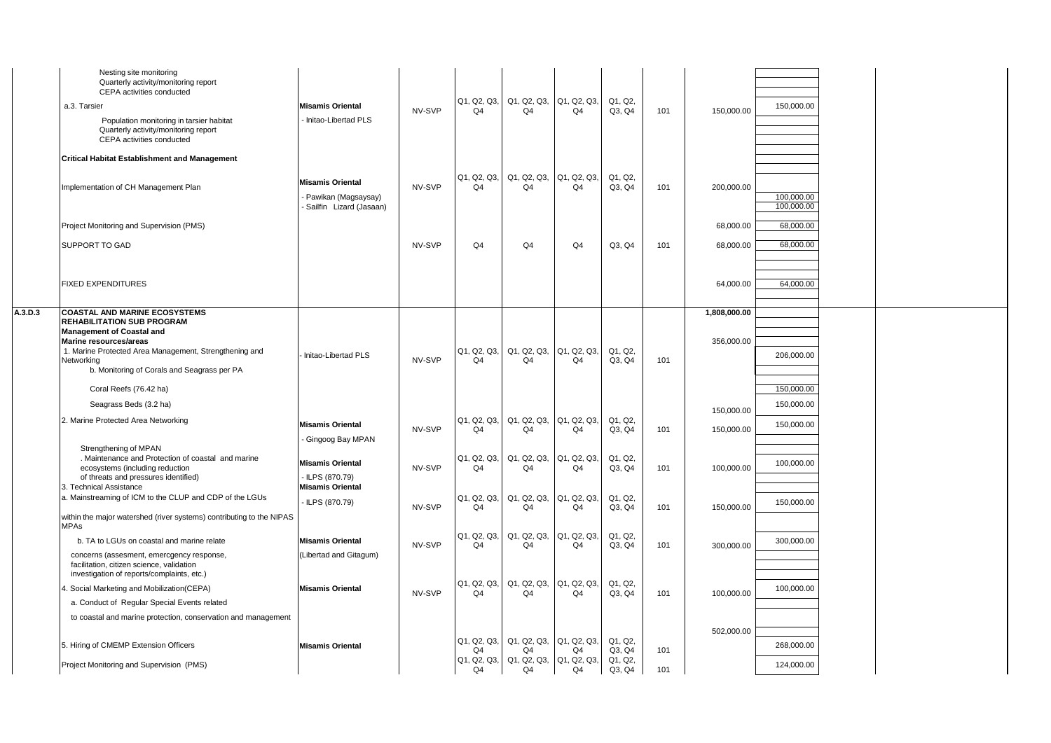| | | | | | | | | | | | | |
|---|---|---|---|---|---|---|---|---|---|---|---|---|
| | Nesting site monitoring<br>Quarterly activity/monitoring report<br>CEPA activities conducted | | | | | | | | | | | |
| | a.3. Tarsier<br>Population monitoring in tarsier habitat<br>Quarterly activity/monitoring report<br>CEPA activities conducted | **Misamis Oriental**<br>- Initao-Libertad PLS | NV-SVP | Q1, Q2, Q3, Q4 | Q1, Q2, Q3, Q4 | Q1, Q2, Q3, Q4 | Q1, Q2, Q3, Q4 | 101 | 150,000.00 | 150,000.00 | | |
| | **Critical Habitat Establishment and Management** | | | | | | | | | | | |
| | Implementation of CH Management Plan | **Misamis Oriental**<br>- Pawikan (Magsaysay)<br>- Sailfin Lizard (Jasaan) | NV-SVP | Q1, Q2, Q3, Q4 | Q1, Q2, Q3, Q4 | Q1, Q2, Q3, Q4 | Q1, Q2, Q3, Q4 | 101 | 200,000.00 | 100,000.00<br>100,000.00 | | |
| | Project Monitoring and Supervision (PMS) | | | | | | | | 68,000.00 | 68,000.00 | | |
| | SUPPORT TO GAD | | NV-SVP | Q4 | Q4 | Q4 | Q3, Q4 | 101 | 68,000.00 | 68,000.00 | | |
| | FIXED EXPENDITURES | | | | | | | | 64,000.00 | 64,000.00 | | |
| A.3.D.3 | **COASTAL AND MARINE ECOSYSTEMS REHABILITATION SUB PROGRAM** | | | | | | | | 1,808,000.00 | | | |
| | **Management of Coastal and Marine resources/areas** | | | | | | | | 356,000.00 | | | |
| | 1. Marine Protected Area Management, Strengthening and Networking<br>b. Monitoring of Corals and Seagrass per PA | - Initao-Libertad PLS | NV-SVP | Q1, Q2, Q3, Q4 | Q1, Q2, Q3, Q4 | Q1, Q2, Q3, Q4 | Q1, Q2, Q3, Q4 | 101 | | 206,000.00 | | |
| | Coral Reefs (76.42 ha) | | | | | | | | | 150,000.00 | | |
| | Seagrass Beds (3.2 ha) | | | | | | | | 150,000.00 | 150,000.00 | | |
| | 2. Marine Protected Area Networking | **Misamis Oriental**<br>- Gingoog Bay MPAN | NV-SVP | Q1, Q2, Q3, Q4 | Q1, Q2, Q3, Q4 | Q1, Q2, Q3, Q4 | Q1, Q2, Q3, Q4 | 101 | 150,000.00 | 150,000.00 | | |
| | Strengthening of MPAN<br>. Maintenance and Protection of coastal and marine ecosystems (including reduction of threats and pressures identified) | **Misamis Oriental**<br>- ILPS (870.79) | NV-SVP | Q1, Q2, Q3, Q4 | Q1, Q2, Q3, Q4 | Q1, Q2, Q3, Q4 | Q1, Q2, Q3, Q4 | 101 | 100,000.00 | 100,000.00 | | |
| | 3. Technical Assistance<br>a. Mainstreaming of ICM to the CLUP and CDP of the LGUs<br>within the major watershed (river systems) contributing to the NIPAS MPAs | **Misamis Oriental**<br>- ILPS (870.79) | NV-SVP | Q1, Q2, Q3, Q4 | Q1, Q2, Q3, Q4 | Q1, Q2, Q3, Q4 | Q1, Q2, Q3, Q4 | 101 | 150,000.00 | 150,000.00 | | |
| | b. TA to LGUs on coastal and marine relate<br>concerns (assesment, emercgency response, facilitation, citizen science, validation investigation of reports/complaints, etc.) | **Misamis Oriental**<br>(Libertad and Gitagum) | NV-SVP | Q1, Q2, Q3, Q4 | Q1, Q2, Q3, Q4 | Q1, Q2, Q3, Q4 | Q1, Q2, Q3, Q4 | 101 | 300,000.00 | 300,000.00 | | |
| | 4. Social Marketing and Mobilization(CEPA)<br>a. Conduct of Regular Special Events related<br>to coastal and marine protection, conservation and management | **Misamis Oriental** | NV-SVP | Q1, Q2, Q3, Q4 | Q1, Q2, Q3, Q4 | Q1, Q2, Q3, Q4 | Q1, Q2, Q3, Q4 | 101 | 100,000.00 | 100,000.00 | | |
| | | | | | | | | | 502,000.00 | | | |
| | 5. Hiring of CMEMP Extension Officers | **Misamis Oriental** | | Q1, Q2, Q3, Q4 | Q1, Q2, Q3, Q4 | Q1, Q2, Q3, Q4 | Q1, Q2, Q3, Q4 | 101 | | 268,000.00 | | |
| | Project Monitoring and Supervision (PMS) | | | Q1, Q2, Q3, Q4 | Q1, Q2, Q3, Q4 | Q1, Q2, Q3, Q4 | Q1, Q2, Q3, Q4 | 101 | | 124,000.00 | | |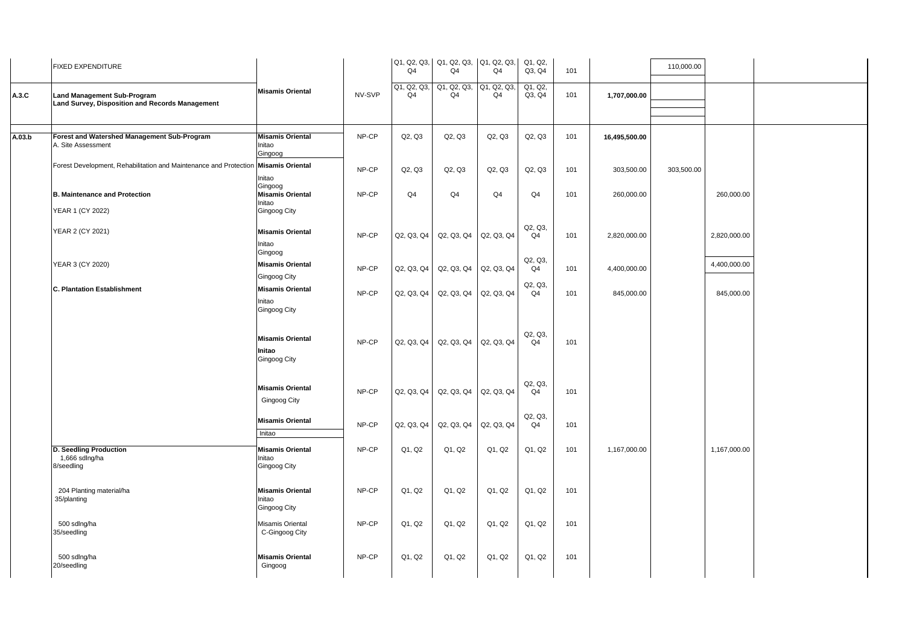| | | | | | | | | | | | | |
|---|---|---|---|---|---|---|---|---|---|---|---|---|
| | FIXED EXPENDITURE | | | Q1, Q2, Q3, Q4 | Q1, Q2, Q3, Q4 | Q1, Q2, Q3, Q4 | Q1, Q2, Q3, Q4 | 101 | | 110,000.00 | | |
| **A.3.C** | **Land Management Sub-Program**<br>**Land Survey, Disposition and Records Management** | **Misamis Oriental** | NV-SVP | Q1, Q2, Q3, Q4 | Q1, Q2, Q3, Q4 | Q1, Q2, Q3, Q4 | Q1, Q2, Q3, Q4 | 101 | **1,707,000.00** | | | |
| **A.03.b** | **Forest and Watershed Management Sub-Program**<br>A. Site Assessment | **Misamis Oriental**<br>Initao<br>Gingoog | NP-CP | Q2, Q3 | Q2, Q3 | Q2, Q3 | Q2, Q3 | 101 | **16,495,500.00** | | | |
| | Forest Development, Rehabilitation and Maintenance and Protection | **Misamis Oriental**<br>Initao<br>Gingoog | NP-CP | Q2, Q3 | Q2, Q3 | Q2, Q3 | Q2, Q3 | 101 | 303,500.00 | 303,500.00 | | |
| | **B. Maintenance and Protection**<br>YEAR 1 (CY 2022) | **Misamis Oriental**<br>Initao<br>Gingoog City | NP-CP | Q4 | Q4 | Q4 | Q4 | 101 | 260,000.00 | | 260,000.00 | |
| | YEAR 2 (CY 2021) | **Misamis Oriental**<br>Initao<br>Gingoog | NP-CP | Q2, Q3, Q4 | Q2, Q3, Q4 | Q2, Q3, Q4 | Q2, Q3, Q4 | 101 | 2,820,000.00 | | 2,820,000.00 | |
| | YEAR 3 (CY 2020) | **Misamis Oriental**<br>Gingoog City | NP-CP | Q2, Q3, Q4 | Q2, Q3, Q4 | Q2, Q3, Q4 | Q2, Q3, Q4 | 101 | 4,400,000.00 | | 4,400,000.00 | |
| | **C. Plantation Establishment** | **Misamis Oriental**<br>Initao<br>Gingoog City | NP-CP | Q2, Q3, Q4 | Q2, Q3, Q4 | Q2, Q3, Q4 | Q2, Q3, Q4 | 101 | 845,000.00 | | 845,000.00 | |
| | | **Misamis Oriental**<br>**Initao**<br>Gingoog City | NP-CP | Q2, Q3, Q4 | Q2, Q3, Q4 | Q2, Q3, Q4 | Q2, Q3, Q4 | 101 | | | | |
| | | **Misamis Oriental**<br>Gingoog City | NP-CP | Q2, Q3, Q4 | Q2, Q3, Q4 | Q2, Q3, Q4 | Q2, Q3, Q4 | 101 | | | | |
| | | **Misamis Oriental**<br>Initao | NP-CP | Q2, Q3, Q4 | Q2, Q3, Q4 | Q2, Q3, Q4 | Q2, Q3, Q4 | 101 | | | | |
| | **D. Seedling Production**<br>1,666 sdlng/ha<br>8/seedling | **Misamis Oriental**<br>Initao<br>Gingoog City | NP-CP | Q1, Q2 | Q1, Q2 | Q1, Q2 | Q1, Q2 | 101 | 1,167,000.00 | | 1,167,000.00 | |
| | 204 Planting material/ha<br>35/planting | **Misamis Oriental**<br>Initao<br>Gingoog City | NP-CP | Q1, Q2 | Q1, Q2 | Q1, Q2 | Q1, Q2 | 101 | | | | |
| | 500 sdlng/ha<br>35/seedling | Misamis Oriental<br>C-Gingoog City | NP-CP | Q1, Q2 | Q1, Q2 | Q1, Q2 | Q1, Q2 | 101 | | | | |
| | 500 sdlng/ha<br>20/seedling | **Misamis Oriental**<br>Gingoog | NP-CP | Q1, Q2 | Q1, Q2 | Q1, Q2 | Q1, Q2 | 101 | | | | |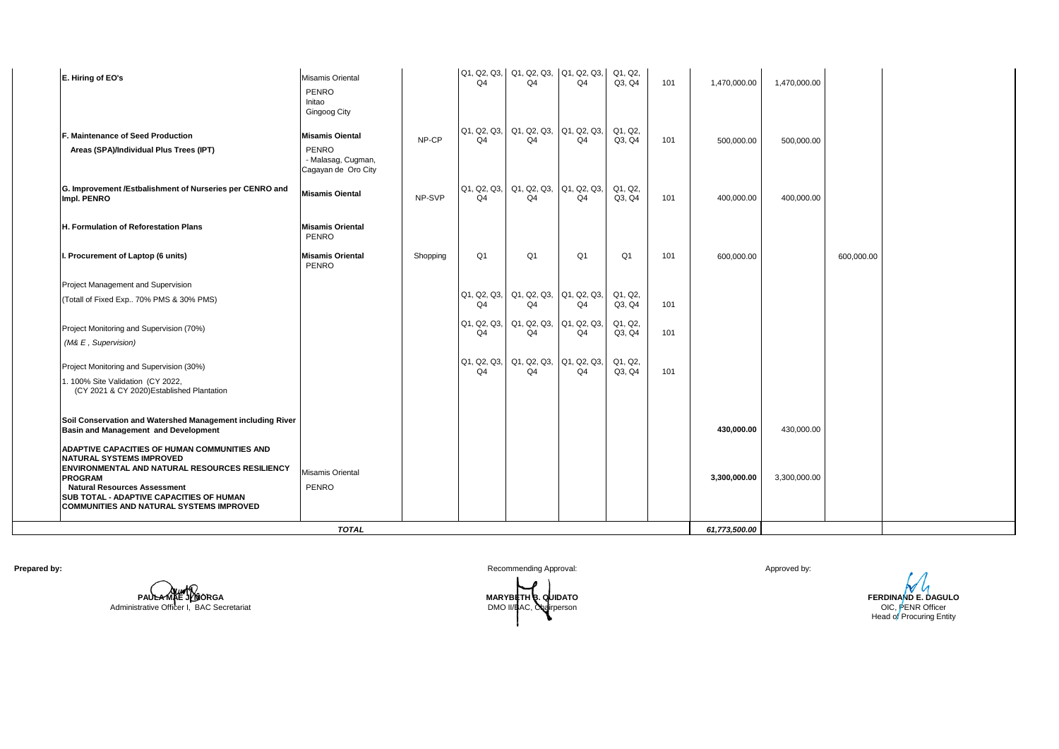| | | | | | | | | | | | | |
|---|---|---|---|---|---|---|---|---|---|---|---|---|
| **E. Hiring of EO's** | Misamis Oriental<br>PENRO<br>Initao<br>Gingoog City | | Q1, Q2, Q3, Q4 | Q1, Q2, Q3, Q4 | Q1, Q2, Q3, Q4 | Q1, Q2, Q3, Q4 | 101 | 1,470,000.00 | 1,470,000.00 | | |
| **F. Maintenance of Seed Production**<br>**Areas (SPA)/Individual Plus Trees (IPT)** | **Misamis Oiental**<br>PENRO<br>- Malasag, Cugman, Cagayan de Oro City | NP-CP | Q1, Q2, Q3, Q4 | Q1, Q2, Q3, Q4 | Q1, Q2, Q3, Q4 | Q1, Q2, Q3, Q4 | 101 | 500,000.00 | 500,000.00 | | |
| **G. Improvement /Estbalishment of Nurseries per CENRO and Impl. PENRO** | **Misamis Oiental** | NP-SVP | Q1, Q2, Q3, Q4 | Q1, Q2, Q3, Q4 | Q1, Q2, Q3, Q4 | Q1, Q2, Q3, Q4 | 101 | 400,000.00 | 400,000.00 | | |
| **H. Formulation of Reforestation Plans** | **Misamis Oriental**<br>PENRO | | | | | | | | | | |
| **I. Procurement of Laptop (6 units)** | **Misamis Oriental**<br>PENRO | Shopping | Q1 | Q1 | Q1 | Q1 | 101 | 600,000.00 | | 600,000.00 | |
| Project Management and Supervision<br>(Totall of Fixed Exp.. 70% PMS & 30% PMS) | | | Q1, Q2, Q3, Q4 | Q1, Q2, Q3, Q4 | Q1, Q2, Q3, Q4 | Q1, Q2, Q3, Q4 | 101 | | | | |
| Project Monitoring and Supervision (70%)<br>*(M& E , Supervision)* | | | Q1, Q2, Q3, Q4 | Q1, Q2, Q3, Q4 | Q1, Q2, Q3, Q4 | Q1, Q2, Q3, Q4 | 101 | | | | |
| Project Monitoring and Supervision (30%)<br>1. 100% Site Validation (CY 2022, (CY 2021 & CY 2020)Established Plantation | | | Q1, Q2, Q3, Q4 | Q1, Q2, Q3, Q4 | Q1, Q2, Q3, Q4 | Q1, Q2, Q3, Q4 | 101 | | | | |
| **Soil Conservation and Watershed Management including River Basin and Management and Development** | | | | | | | | **430,000.00** | 430,000.00 | | |
| **ADAPTIVE CAPACITIES OF HUMAN COMMUNITIES AND NATURAL SYSTEMS IMPROVED**<br>**ENVIRONMENTAL AND NATURAL RESOURCES RESILIENCY PROGRAM**<br>**Natural Resources Assessment**<br>**SUB TOTAL - ADAPTIVE CAPACITIES OF HUMAN COMMUNITIES AND NATURAL SYSTEMS IMPROVED** | Misamis Oriental<br>PENRO | | | | | | | **3,300,000.00** | 3,300,000.00 | | |
| ***TOTAL*** | | | | | | | | ***61,773,500.00*** | | | |

**Prepared by:**

**PAULA MAE J. MORGA**
Administrative Officer I, BAC Secretariat

Recommending Approval:

**MARYBETH B. QUIDATO**
DMO II/BAC, Chairperson

Approved by:

**FERDINAND E. DAGULO**
OIC, PENR Officer
Head of Procuring Entity